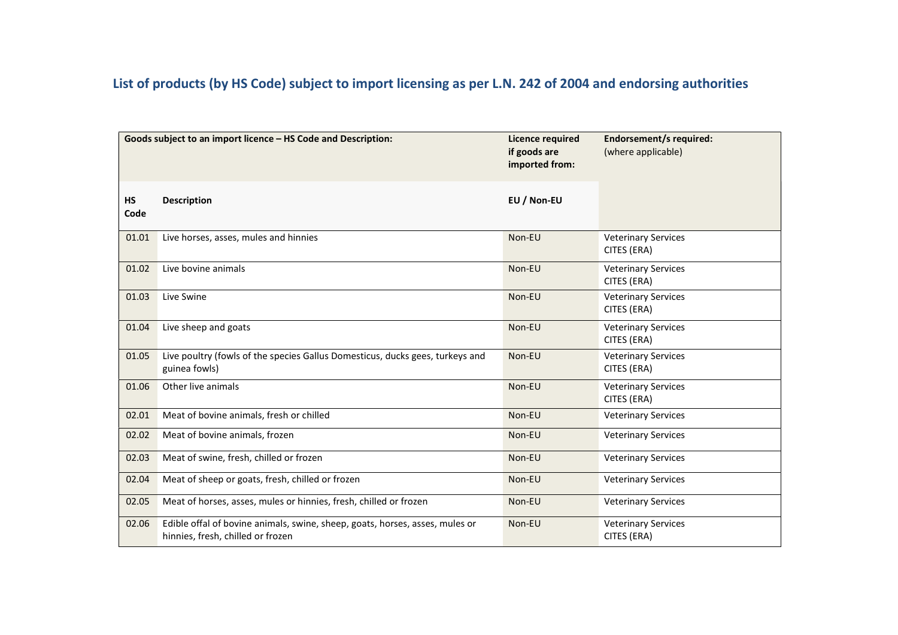## List of products (by HS Code) subject to import licensing as per L.N. 242 of 2004 and endorsing authorities

| Goods subject to an import licence – HS Code and Description: | | Licence required if goods are imported from: | Endorsement/s required: (where applicable) |
|---|---|---|---|
| **HS Code** | **Description** | **EU / Non-EU** | |
| 01.01 | Live horses, asses, mules and hinnies | Non-EU | Veterinary Services<br>CITES (ERA) |
| 01.02 | Live bovine animals | Non-EU | Veterinary Services<br>CITES (ERA) |
| 01.03 | Live Swine | Non-EU | Veterinary Services<br>CITES (ERA) |
| 01.04 | Live sheep and goats | Non-EU | Veterinary Services<br>CITES (ERA) |
| 01.05 | Live poultry (fowls of the species Gallus Domesticus, ducks gees, turkeys and guinea fowls) | Non-EU | Veterinary Services<br>CITES (ERA) |
| 01.06 | Other live animals | Non-EU | Veterinary Services<br>CITES (ERA) |
| 02.01 | Meat of bovine animals, fresh or chilled | Non-EU | Veterinary Services |
| 02.02 | Meat of bovine animals, frozen | Non-EU | Veterinary Services |
| 02.03 | Meat of swine, fresh, chilled or frozen | Non-EU | Veterinary Services |
| 02.04 | Meat of sheep or goats, fresh, chilled or frozen | Non-EU | Veterinary Services |
| 02.05 | Meat of horses, asses, mules or hinnies, fresh, chilled or frozen | Non-EU | Veterinary Services |
| 02.06 | Edible offal of bovine animals, swine, sheep, goats, horses, asses, mules or hinnies, fresh, chilled or frozen | Non-EU | Veterinary Services<br>CITES (ERA) |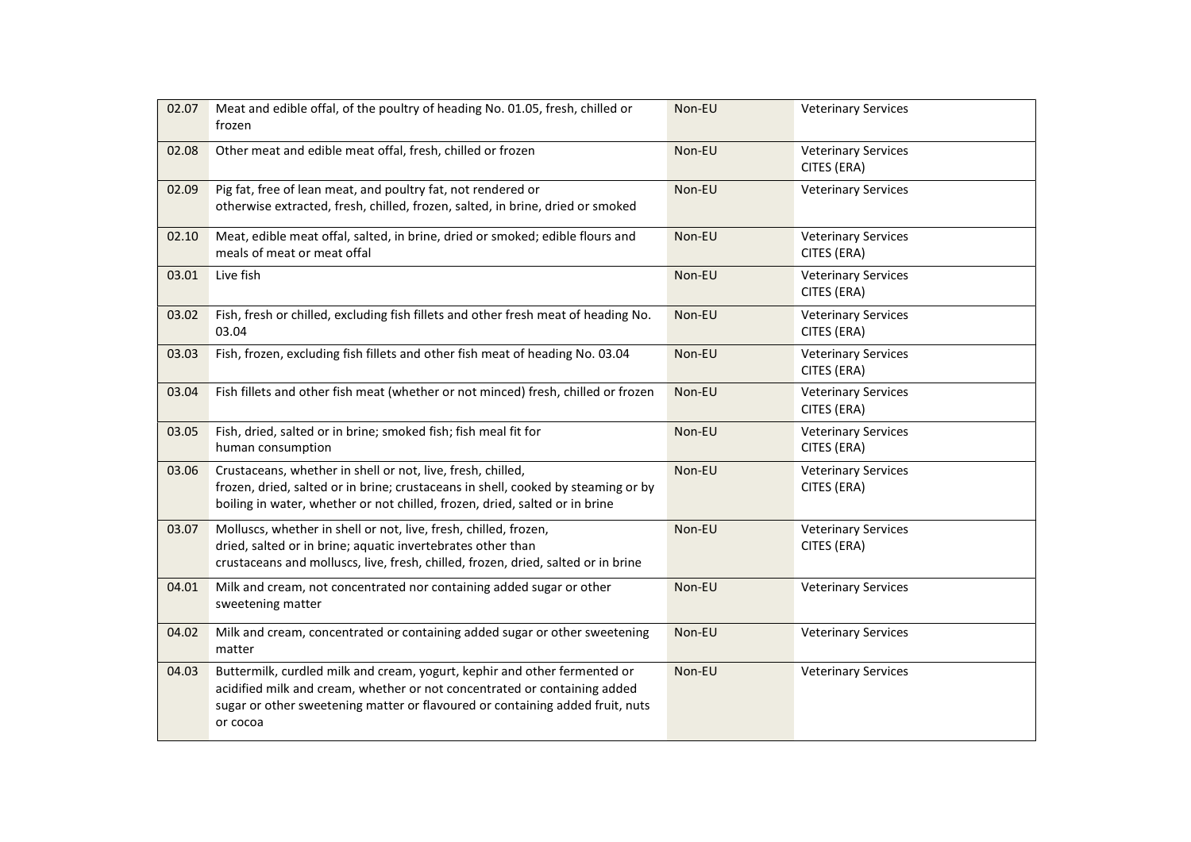| | | | |
|---|---|---|---|
| 02.07 | Meat and edible offal, of the poultry of heading No. 01.05, fresh, chilled or frozen | Non-EU | Veterinary Services |
| 02.08 | Other meat and edible meat offal, fresh, chilled or frozen | Non-EU | Veterinary Services<br>CITES (ERA) |
| 02.09 | Pig fat, free of lean meat, and poultry fat, not rendered or otherwise extracted, fresh, chilled, frozen, salted, in brine, dried or smoked | Non-EU | Veterinary Services |
| 02.10 | Meat, edible meat offal, salted, in brine, dried or smoked; edible flours and meals of meat or meat offal | Non-EU | Veterinary Services<br>CITES (ERA) |
| 03.01 | Live fish | Non-EU | Veterinary Services<br>CITES (ERA) |
| 03.02 | Fish, fresh or chilled, excluding fish fillets and other fresh meat of heading No. 03.04 | Non-EU | Veterinary Services<br>CITES (ERA) |
| 03.03 | Fish, frozen, excluding fish fillets and other fish meat of heading No. 03.04 | Non-EU | Veterinary Services<br>CITES (ERA) |
| 03.04 | Fish fillets and other fish meat (whether or not minced) fresh, chilled or frozen | Non-EU | Veterinary Services<br>CITES (ERA) |
| 03.05 | Fish, dried, salted or in brine; smoked fish; fish meal fit for human consumption | Non-EU | Veterinary Services<br>CITES (ERA) |
| 03.06 | Crustaceans, whether in shell or not, live, fresh, chilled, frozen, dried, salted or in brine; crustaceans in shell, cooked by steaming or by boiling in water, whether or not chilled, frozen, dried, salted or in brine | Non-EU | Veterinary Services<br>CITES (ERA) |
| 03.07 | Molluscs, whether in shell or not, live, fresh, chilled, frozen, dried, salted or in brine; aquatic invertebrates other than crustaceans and molluscs, live, fresh, chilled, frozen, dried, salted or in brine | Non-EU | Veterinary Services<br>CITES (ERA) |
| 04.01 | Milk and cream, not concentrated nor containing added sugar or other sweetening matter | Non-EU | Veterinary Services |
| 04.02 | Milk and cream, concentrated or containing added sugar or other sweetening matter | Non-EU | Veterinary Services |
| 04.03 | Buttermilk, curdled milk and cream, yogurt, kephir and other fermented or acidified milk and cream, whether or not concentrated or containing added sugar or other sweetening matter or flavoured or containing added fruit, nuts or cocoa | Non-EU | Veterinary Services |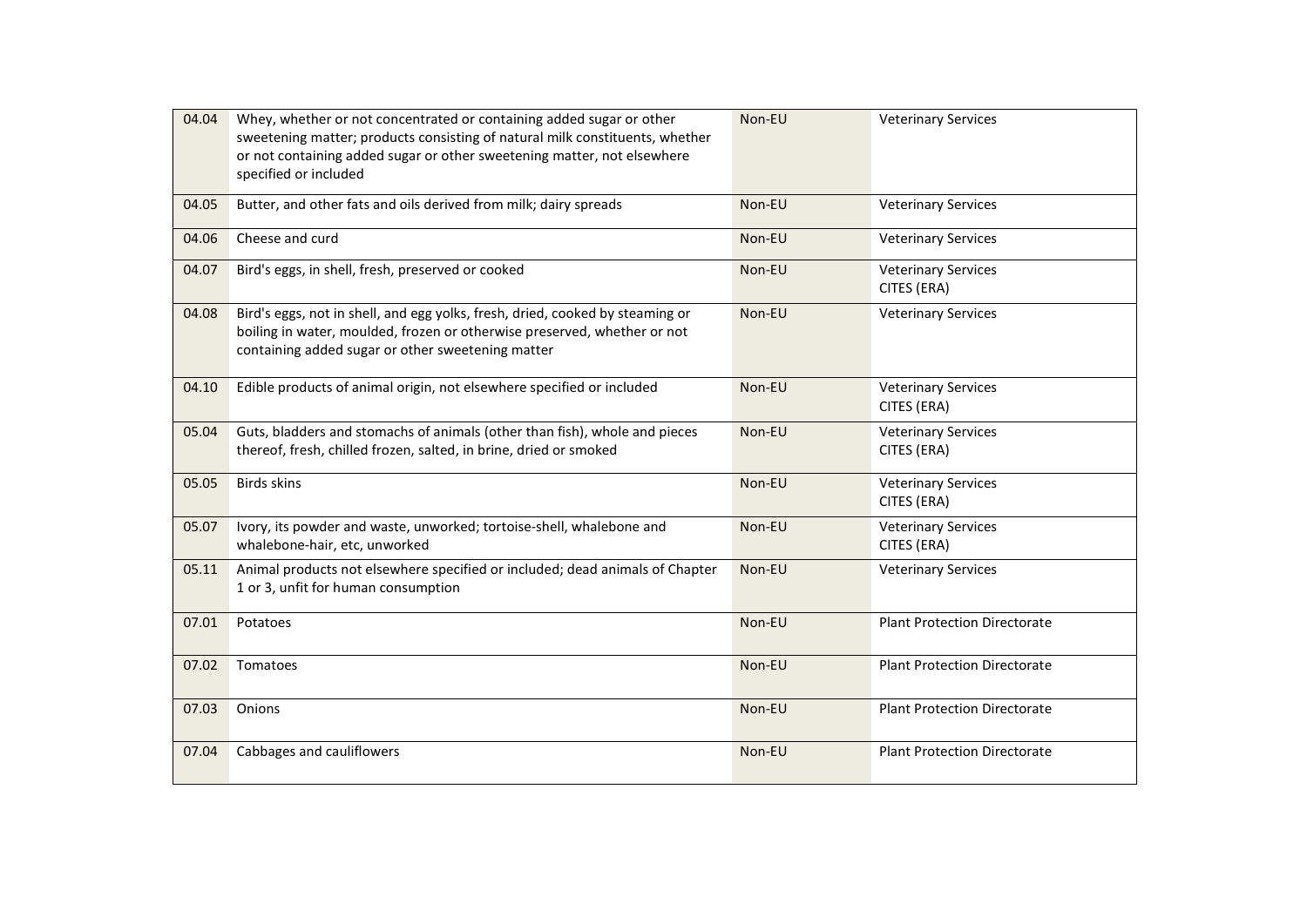| | | | |
|---|---|---|---|
| 04.04 | Whey, whether or not concentrated or containing added sugar or other sweetening matter; products consisting of natural milk constituents, whether or not containing added sugar or other sweetening matter, not elsewhere specified or included | Non-EU | Veterinary Services |
| 04.05 | Butter, and other fats and oils derived from milk; dairy spreads | Non-EU | Veterinary Services |
| 04.06 | Cheese and curd | Non-EU | Veterinary Services |
| 04.07 | Bird's eggs, in shell, fresh, preserved or cooked | Non-EU | Veterinary Services<br>CITES (ERA) |
| 04.08 | Bird's eggs, not in shell, and egg yolks, fresh, dried, cooked by steaming or boiling in water, moulded, frozen or otherwise preserved, whether or not containing added sugar or other sweetening matter | Non-EU | Veterinary Services |
| 04.10 | Edible products of animal origin, not elsewhere specified or included | Non-EU | Veterinary Services<br>CITES (ERA) |
| 05.04 | Guts, bladders and stomachs of animals (other than fish), whole and pieces thereof, fresh, chilled frozen, salted, in brine, dried or smoked | Non-EU | Veterinary Services<br>CITES (ERA) |
| 05.05 | Birds skins | Non-EU | Veterinary Services<br>CITES (ERA) |
| 05.07 | Ivory, its powder and waste, unworked; tortoise-shell, whalebone and whalebone-hair, etc, unworked | Non-EU | Veterinary Services<br>CITES (ERA) |
| 05.11 | Animal products not elsewhere specified or included; dead animals of Chapter 1 or 3, unfit for human consumption | Non-EU | Veterinary Services |
| 07.01 | Potatoes | Non-EU | Plant Protection Directorate |
| 07.02 | Tomatoes | Non-EU | Plant Protection Directorate |
| 07.03 | Onions | Non-EU | Plant Protection Directorate |
| 07.04 | Cabbages and cauliflowers | Non-EU | Plant Protection Directorate |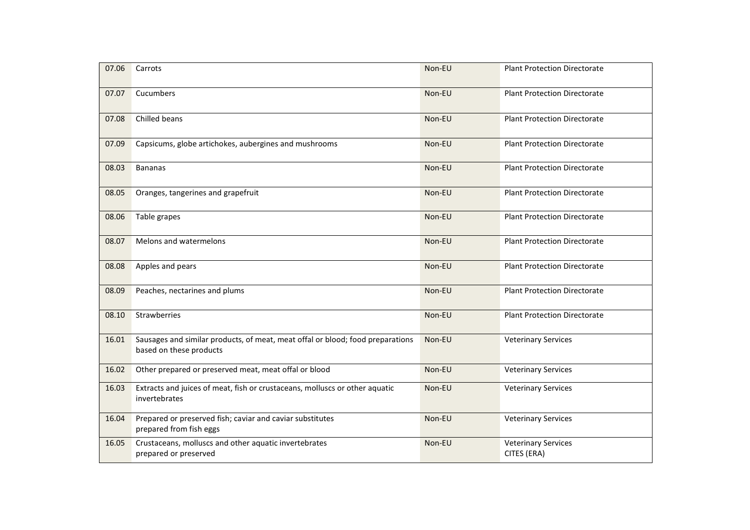| | | | |
|---|---|---|---|
| 07.06 | Carrots | Non-EU | Plant Protection Directorate |
| 07.07 | Cucumbers | Non-EU | Plant Protection Directorate |
| 07.08 | Chilled beans | Non-EU | Plant Protection Directorate |
| 07.09 | Capsicums, globe artichokes, aubergines and mushrooms | Non-EU | Plant Protection Directorate |
| 08.03 | Bananas | Non-EU | Plant Protection Directorate |
| 08.05 | Oranges, tangerines and grapefruit | Non-EU | Plant Protection Directorate |
| 08.06 | Table grapes | Non-EU | Plant Protection Directorate |
| 08.07 | Melons and watermelons | Non-EU | Plant Protection Directorate |
| 08.08 | Apples and pears | Non-EU | Plant Protection Directorate |
| 08.09 | Peaches, nectarines and plums | Non-EU | Plant Protection Directorate |
| 08.10 | Strawberries | Non-EU | Plant Protection Directorate |
| 16.01 | Sausages and similar products, of meat, meat offal or blood; food preparations based on these products | Non-EU | Veterinary Services |
| 16.02 | Other prepared or preserved meat, meat offal or blood | Non-EU | Veterinary Services |
| 16.03 | Extracts and juices of meat, fish or crustaceans, molluscs or other aquatic invertebrates | Non-EU | Veterinary Services |
| 16.04 | Prepared or preserved fish; caviar and caviar substitutes prepared from fish eggs | Non-EU | Veterinary Services |
| 16.05 | Crustaceans, molluscs and other aquatic invertebrates prepared or preserved | Non-EU | Veterinary Services CITES (ERA) |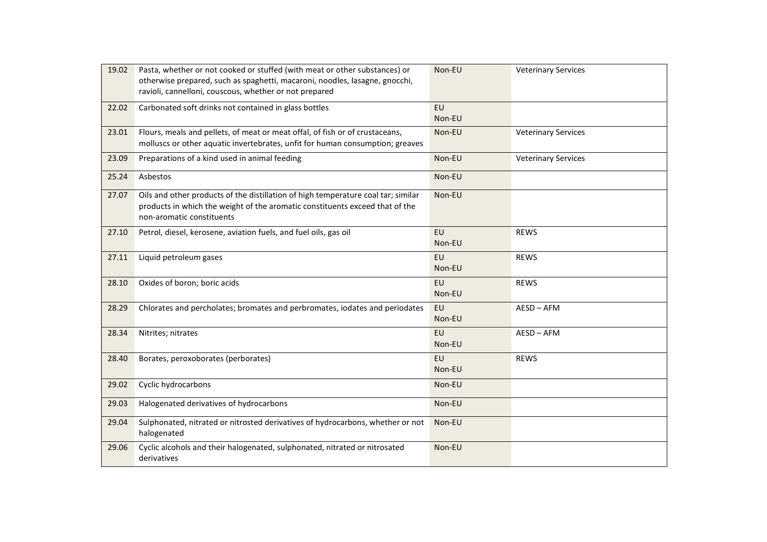| | | | |
|---|---|---|---|
| 19.02 | Pasta, whether or not cooked or stuffed (with meat or other substances) or otherwise prepared, such as spaghetti, macaroni, noodles, lasagne, gnocchi, ravioli, cannelloni, couscous, whether or not prepared | Non-EU | Veterinary Services |
| 22.02 | Carbonated soft drinks not contained in glass bottles | EU<br>Non-EU | |
| 23.01 | Flours, meals and pellets, of meat or meat offal, of fish or of crustaceans, molluscs or other aquatic invertebrates, unfit for human consumption; greaves | Non-EU | Veterinary Services |
| 23.09 | Preparations of a kind used in animal feeding | Non-EU | Veterinary Services |
| 25.24 | Asbestos | Non-EU | |
| 27.07 | Oils and other products of the distillation of high temperature coal tar; similar products in which the weight of the aromatic constituents exceed that of the non-aromatic constituents | Non-EU | |
| 27.10 | Petrol, diesel, kerosene, aviation fuels, and fuel oils, gas oil | EU<br>Non-EU | REWS |
| 27.11 | Liquid petroleum gases | EU<br>Non-EU | REWS |
| 28.10 | Oxides of boron; boric acids | EU<br>Non-EU | REWS |
| 28.29 | Chlorates and percholates; bromates and perbromates, iodates and periodates | EU<br>Non-EU | AESD – AFM |
| 28.34 | Nitrites; nitrates | EU<br>Non-EU | AESD – AFM |
| 28.40 | Borates, peroxoborates (perborates) | EU<br>Non-EU | REWS |
| 29.02 | Cyclic hydrocarbons | Non-EU | |
| 29.03 | Halogenated derivatives of hydrocarbons | Non-EU | |
| 29.04 | Sulphonated, nitrated or nitrosted derivatives of hydrocarbons, whether or not halogenated | Non-EU | |
| 29.06 | Cyclic alcohols and their halogenated, sulphonated, nitrated or nitrosated derivatives | Non-EU | |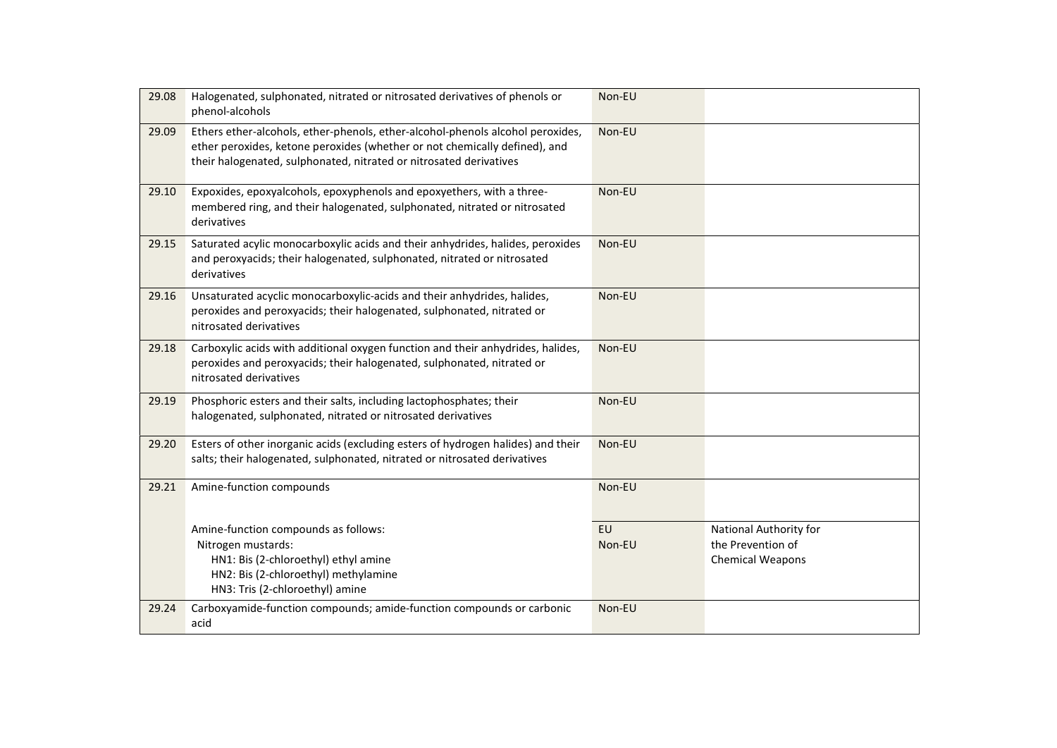| | | | |
|---|---|---|---|
| 29.08 | Halogenated, sulphonated, nitrated or nitrosated derivatives of phenols or phenol-alcohols | Non-EU | |
| 29.09 | Ethers ether-alcohols, ether-phenols, ether-alcohol-phenols alcohol peroxides, ether peroxides, ketone peroxides (whether or not chemically defined), and their halogenated, sulphonated, nitrated or nitrosated derivatives | Non-EU | |
| 29.10 | Expoxides, epoxyalcohols, epoxyphenols and epoxyethers, with a three-membered ring, and their halogenated, sulphonated, nitrated or nitrosated derivatives | Non-EU | |
| 29.15 | Saturated acylic monocarboxylic acids and their anhydrides, halides, peroxides and peroxyacids; their halogenated, sulphonated, nitrated or nitrosated derivatives | Non-EU | |
| 29.16 | Unsaturated acyclic monocarboxylic-acids and their anhydrides, halides, peroxides and peroxyacids; their halogenated, sulphonated, nitrated or nitrosated derivatives | Non-EU | |
| 29.18 | Carboxylic acids with additional oxygen function and their anhydrides, halides, peroxides and peroxyacids; their halogenated, sulphonated, nitrated or nitrosated derivatives | Non-EU | |
| 29.19 | Phosphoric esters and their salts, including lactophosphates; their halogenated, sulphonated, nitrated or nitrosated derivatives | Non-EU | |
| 29.20 | Esters of other inorganic acids (excluding esters of hydrogen halides) and their salts; their halogenated, sulphonated, nitrated or nitrosated derivatives | Non-EU | |
| 29.21 | Amine-function compounds | Non-EU | |
| | Amine-function compounds as follows:<br>Nitrogen mustards:<br>HN1: Bis (2-chloroethyl) ethyl amine<br>HN2: Bis (2-chloroethyl) methylamine<br>HN3: Tris (2-chloroethyl) amine | EU<br>Non-EU | National Authority for the Prevention of Chemical Weapons |
| 29.24 | Carboxyamide-function compounds; amide-function compounds or carbonic acid | Non-EU | |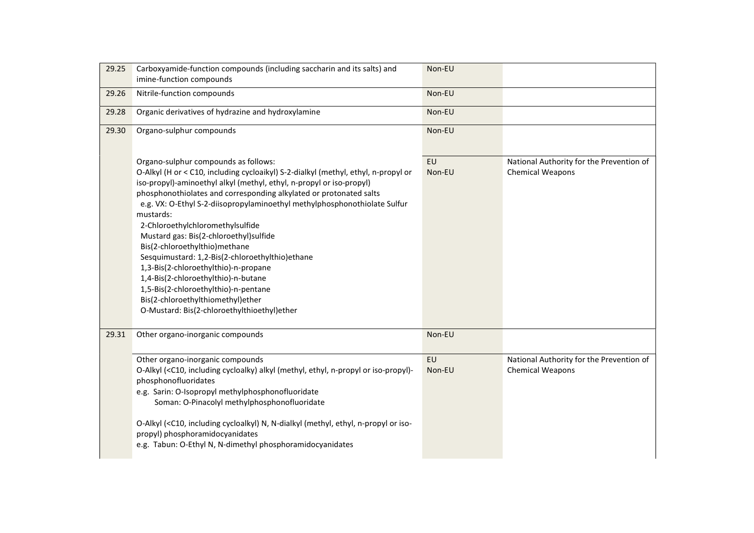| | | | |
|---|---|---|---|
| 29.25 | Carboxyamide-function compounds (including saccharin and its salts) and imine-function compounds | Non-EU | |
| 29.26 | Nitrile-function compounds | Non-EU | |
| 29.28 | Organic derivatives of hydrazine and hydroxylamine | Non-EU | |
| 29.30 | Organo-sulphur compounds | Non-EU | |
| | Organo-sulphur compounds as follows:<br>O-Alkyl (H or < C10, including cycloaikyl) S-2-dialkyl (methyl, ethyl, n-propyl or iso-propyl)-aminoethyl alkyl (methyl, ethyl, n-propyl or iso-propyl) phosphonothiolates and corresponding alkylated or protonated salts<br>e.g. VX: O-Ethyl S-2-diisopropylaminoethyl methylphosphonothiolate Sulfur mustards:<br>2-Chloroethylchloromethylsulfide<br>Mustard gas: Bis(2-chloroethyl)sulfide<br>Bis(2-chloroethylthio)methane<br>Sesquimustard: 1,2-Bis(2-chloroethylthio)ethane<br>1,3-Bis(2-chloroethylthio)-n-propane<br>1,4-Bis(2-chloroethylthio)-n-butane<br>1,5-Bis(2-chloroethylthio)-n-pentane<br>Bis(2-chloroethylthiomethyl)ether<br>O-Mustard: Bis(2-chloroethylthioethyl)ether | EU<br>Non-EU | National Authority for the Prevention of Chemical Weapons |
| 29.31 | Other organo-inorganic compounds | Non-EU | |
| | Other organo-inorganic compounds<br>O-Alkyl (<C10, including cycloalky) alkyl (methyl, ethyl, n-propyl or iso-propyl)-phosphonofluoridates<br>e.g. Sarin: O-Isopropyl methylphosphonofluoridate<br>Soman: O-Pinacolyl methylphosphonofluoridate<br><br>O-Alkyl (<C10, including cycloalkyl) N, N-dialkyl (methyl, ethyl, n-propyl or iso-propyl) phosphoramidocyanidates<br>e.g. Tabun: O-Ethyl N, N-dimethyl phosphoramidocyanidates | EU<br>Non-EU | National Authority for the Prevention of Chemical Weapons |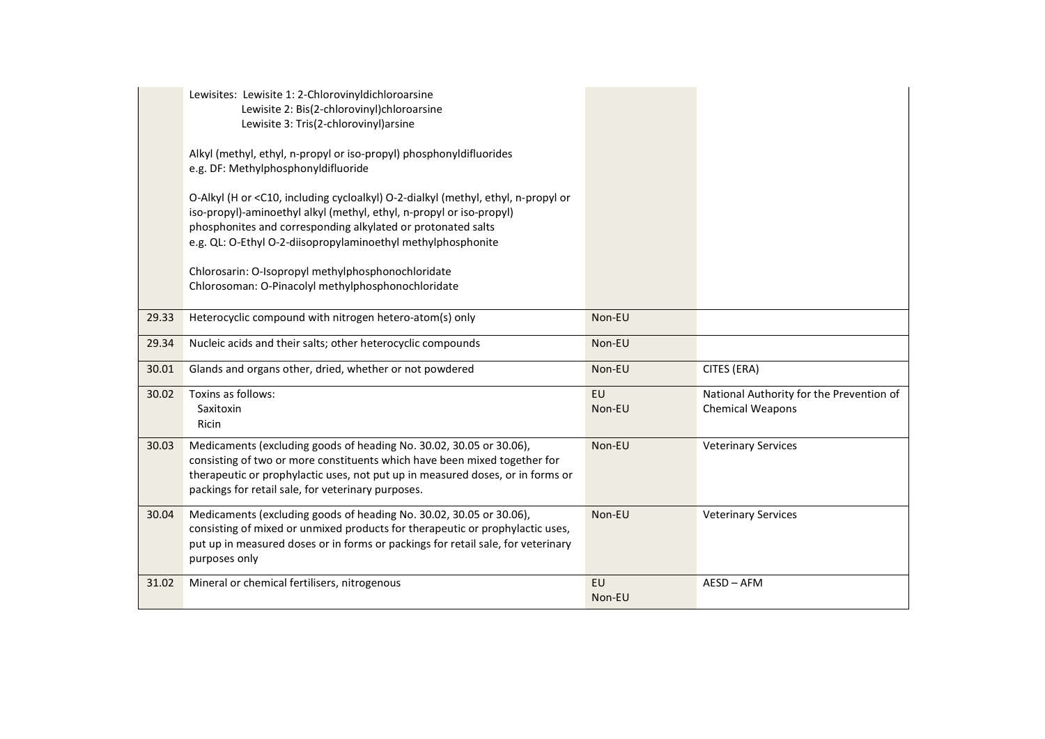| | | | |
|---|---|---|---|
| | Lewisites: Lewisite 1: 2-Chlorovinyldichloroarsine<br>Lewisite 2: Bis(2-chlorovinyl)chloroarsine<br>Lewisite 3: Tris(2-chlorovinyl)arsine<br><br>Alkyl (methyl, ethyl, n-propyl or iso-propyl) phosphonyldifluorides<br>e.g. DF: Methylphosphonyldifluoride<br><br>O-Alkyl (H or <C10, including cycloalkyl) O-2-dialkyl (methyl, ethyl, n-propyl or iso-propyl)-aminoethyl alkyl (methyl, ethyl, n-propyl or iso-propyl) phosphonites and corresponding alkylated or protonated salts<br>e.g. QL: O-Ethyl O-2-diisopropylaminoethyl methylphosphonite<br><br>Chlorosarin: O-Isopropyl methylphosphonochloridate<br>Chlorosoman: O-Pinacolyl methylphosphonochloridate | | |
| 29.33 | Heterocyclic compound with nitrogen hetero-atom(s) only | Non-EU | |
| 29.34 | Nucleic acids and their salts; other heterocyclic compounds | Non-EU | |
| 30.01 | Glands and organs other, dried, whether or not powdered | Non-EU | CITES (ERA) |
| 30.02 | Toxins as follows:<br>Saxitoxin<br>Ricin | EU<br>Non-EU | National Authority for the Prevention of Chemical Weapons |
| 30.03 | Medicaments (excluding goods of heading No. 30.02, 30.05 or 30.06), consisting of two or more constituents which have been mixed together for therapeutic or prophylactic uses, not put up in measured doses, or in forms or packings for retail sale, for veterinary purposes. | Non-EU | Veterinary Services |
| 30.04 | Medicaments (excluding goods of heading No. 30.02, 30.05 or 30.06), consisting of mixed or unmixed products for therapeutic or prophylactic uses, put up in measured doses or in forms or packings for retail sale, for veterinary purposes only | Non-EU | Veterinary Services |
| 31.02 | Mineral or chemical fertilisers, nitrogenous | EU<br>Non-EU | AESD – AFM |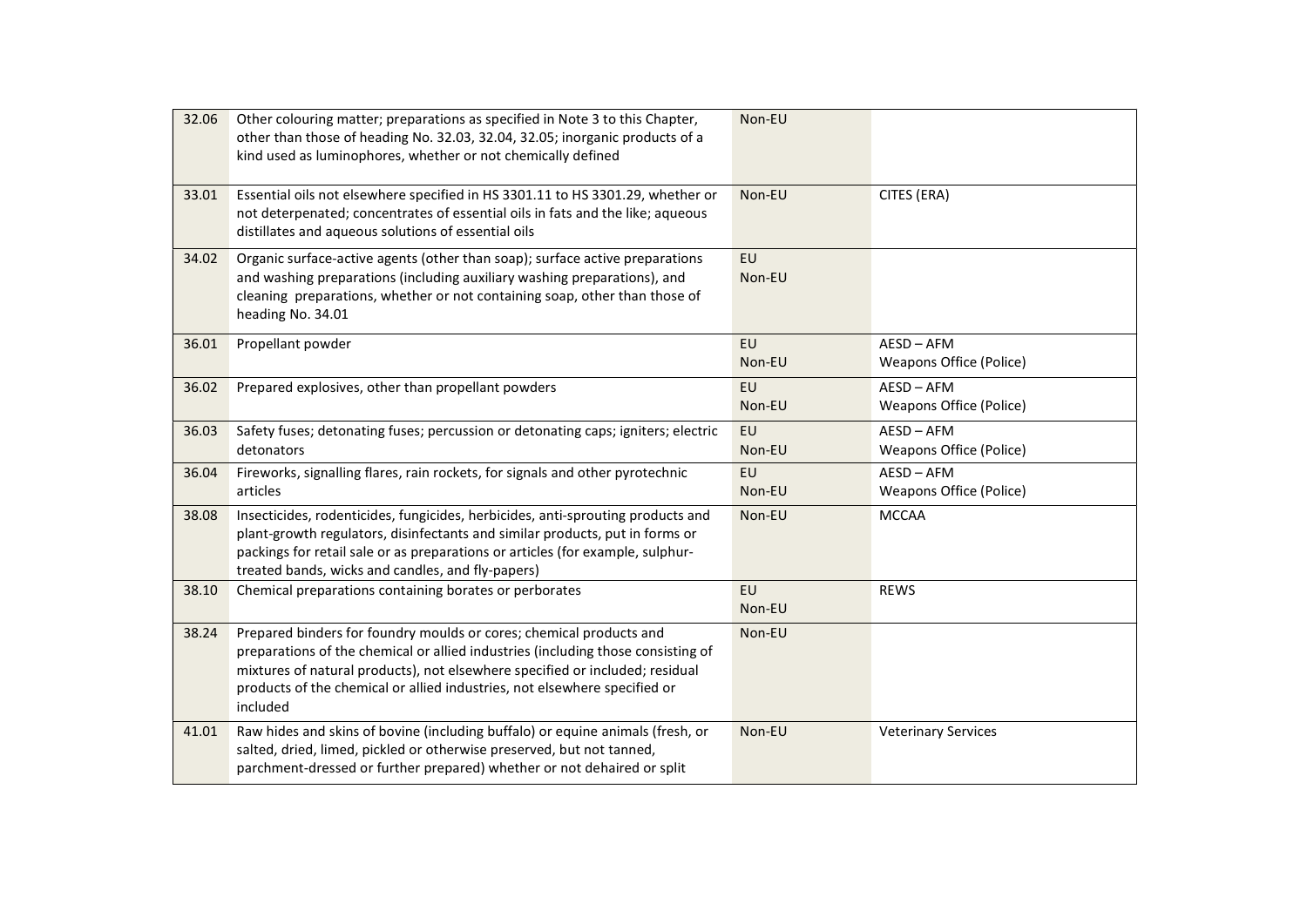| | | | |
|---|---|---|---|
| 32.06 | Other colouring matter; preparations as specified in Note 3 to this Chapter, other than those of heading No. 32.03, 32.04, 32.05; inorganic products of a kind used as luminophores, whether or not chemically defined | Non-EU | |
| 33.01 | Essential oils not elsewhere specified in HS 3301.11 to HS 3301.29, whether or not deterpenated; concentrates of essential oils in fats and the like; aqueous distillates and aqueous solutions of essential oils | Non-EU | CITES (ERA) |
| 34.02 | Organic surface-active agents (other than soap); surface active preparations and washing preparations (including auxiliary washing preparations), and cleaning preparations, whether or not containing soap, other than those of heading No. 34.01 | EU<br>Non-EU | |
| 36.01 | Propellant powder | EU<br>Non-EU | AESD – AFM<br>Weapons Office (Police) |
| 36.02 | Prepared explosives, other than propellant powders | EU<br>Non-EU | AESD – AFM<br>Weapons Office (Police) |
| 36.03 | Safety fuses; detonating fuses; percussion or detonating caps; igniters; electric detonators | EU<br>Non-EU | AESD – AFM<br>Weapons Office (Police) |
| 36.04 | Fireworks, signalling flares, rain rockets, for signals and other pyrotechnic articles | EU<br>Non-EU | AESD – AFM<br>Weapons Office (Police) |
| 38.08 | Insecticides, rodenticides, fungicides, herbicides, anti-sprouting products and plant-growth regulators, disinfectants and similar products, put in forms or packings for retail sale or as preparations or articles (for example, sulphur-treated bands, wicks and candles, and fly-papers) | Non-EU | MCCAA |
| 38.10 | Chemical preparations containing borates or perborates | EU<br>Non-EU | REWS |
| 38.24 | Prepared binders for foundry moulds or cores; chemical products and preparations of the chemical or allied industries (including those consisting of mixtures of natural products), not elsewhere specified or included; residual products of the chemical or allied industries, not elsewhere specified or included | Non-EU | |
| 41.01 | Raw hides and skins of bovine (including buffalo) or equine animals (fresh, or salted, dried, limed, pickled or otherwise preserved, but not tanned, parchment-dressed or further prepared) whether or not dehaired or split | Non-EU | Veterinary Services |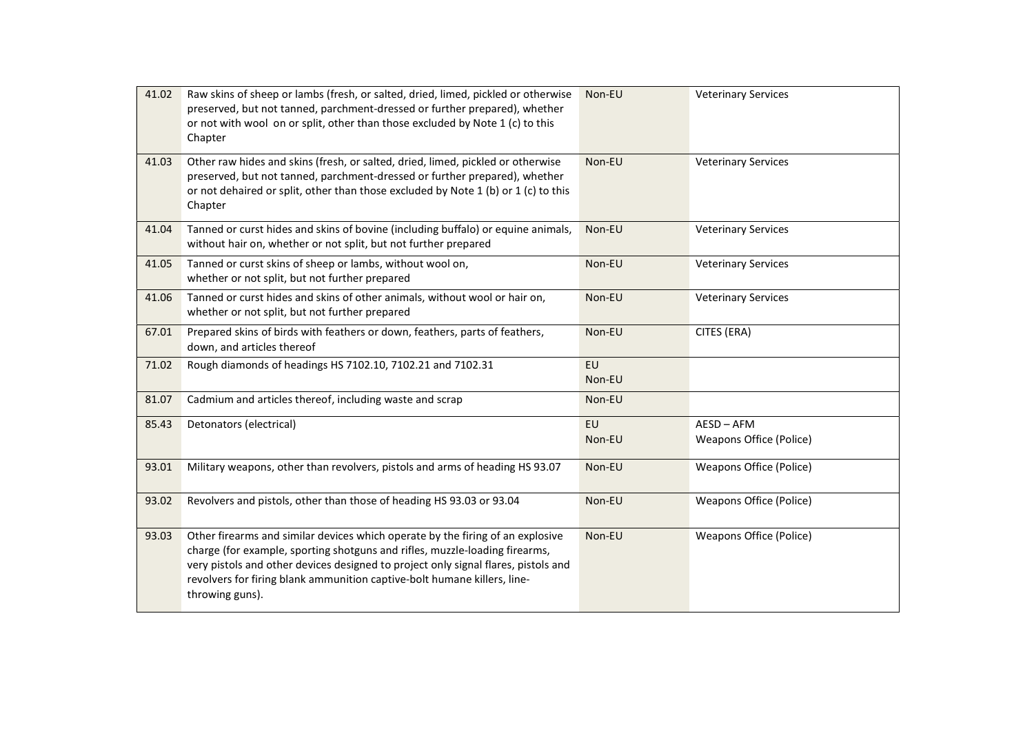| 41.02 | Raw skins of sheep or lambs (fresh, or salted, dried, limed, pickled or otherwise preserved, but not tanned, parchment-dressed or further prepared), whether or not with wool on or split, other than those excluded by Note 1 (c) to this Chapter | Non-EU | Veterinary Services |
|---|---|---|---|
| 41.03 | Other raw hides and skins (fresh, or salted, dried, limed, pickled or otherwise preserved, but not tanned, parchment-dressed or further prepared), whether or not dehaired or split, other than those excluded by Note 1 (b) or 1 (c) to this Chapter | Non-EU | Veterinary Services |
| 41.04 | Tanned or curst hides and skins of bovine (including buffalo) or equine animals, without hair on, whether or not split, but not further prepared | Non-EU | Veterinary Services |
| 41.05 | Tanned or curst skins of sheep or lambs, without wool on, whether or not split, but not further prepared | Non-EU | Veterinary Services |
| 41.06 | Tanned or curst hides and skins of other animals, without wool or hair on, whether or not split, but not further prepared | Non-EU | Veterinary Services |
| 67.01 | Prepared skins of birds with feathers or down, feathers, parts of feathers, down, and articles thereof | Non-EU | CITES (ERA) |
| 71.02 | Rough diamonds of headings HS 7102.10, 7102.21 and 7102.31 | EU<br>Non-EU | |
| 81.07 | Cadmium and articles thereof, including waste and scrap | Non-EU | |
| 85.43 | Detonators (electrical) | EU<br>Non-EU | AESD – AFM<br>Weapons Office (Police) |
| 93.01 | Military weapons, other than revolvers, pistols and arms of heading HS 93.07 | Non-EU | Weapons Office (Police) |
| 93.02 | Revolvers and pistols, other than those of heading HS 93.03 or 93.04 | Non-EU | Weapons Office (Police) |
| 93.03 | Other firearms and similar devices which operate by the firing of an explosive charge (for example, sporting shotguns and rifles, muzzle-loading firearms, very pistols and other devices designed to project only signal flares, pistols and revolvers for firing blank ammunition captive-bolt humane killers, line-throwing guns). | Non-EU | Weapons Office (Police) |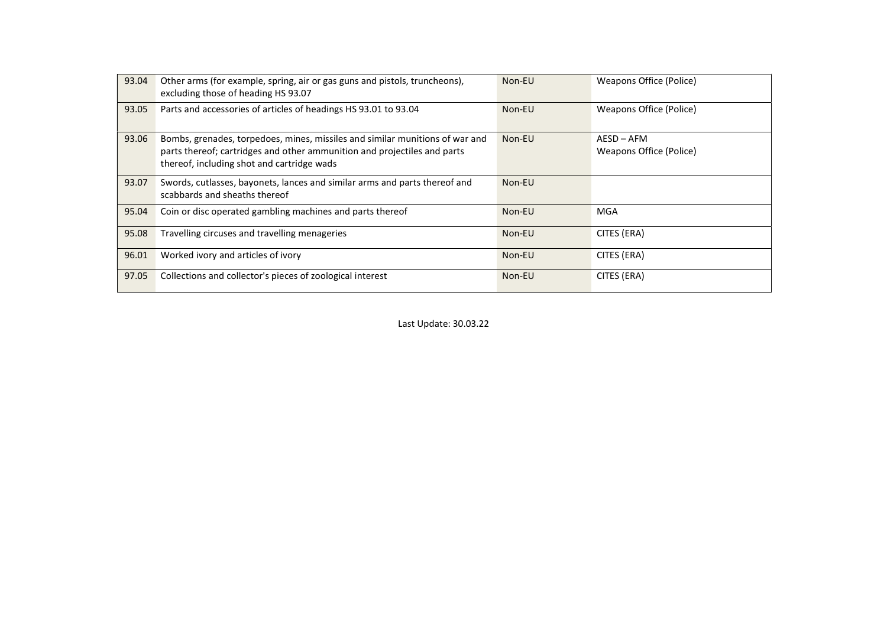| | | | |
|---|---|---|---|
| 93.04 | Other arms (for example, spring, air or gas guns and pistols, truncheons), excluding those of heading HS 93.07 | Non-EU | Weapons Office (Police) |
| 93.05 | Parts and accessories of articles of headings HS 93.01 to 93.04 | Non-EU | Weapons Office (Police) |
| 93.06 | Bombs, grenades, torpedoes, mines, missiles and similar munitions of war and parts thereof; cartridges and other ammunition and projectiles and parts thereof, including shot and cartridge wads | Non-EU | AESD – AFM<br>Weapons Office (Police) |
| 93.07 | Swords, cutlasses, bayonets, lances and similar arms and parts thereof and scabbards and sheaths thereof | Non-EU | |
| 95.04 | Coin or disc operated gambling machines and parts thereof | Non-EU | MGA |
| 95.08 | Travelling circuses and travelling menageries | Non-EU | CITES (ERA) |
| 96.01 | Worked ivory and articles of ivory | Non-EU | CITES (ERA) |
| 97.05 | Collections and collector's pieces of zoological interest | Non-EU | CITES (ERA) |

Last Update: 30.03.22